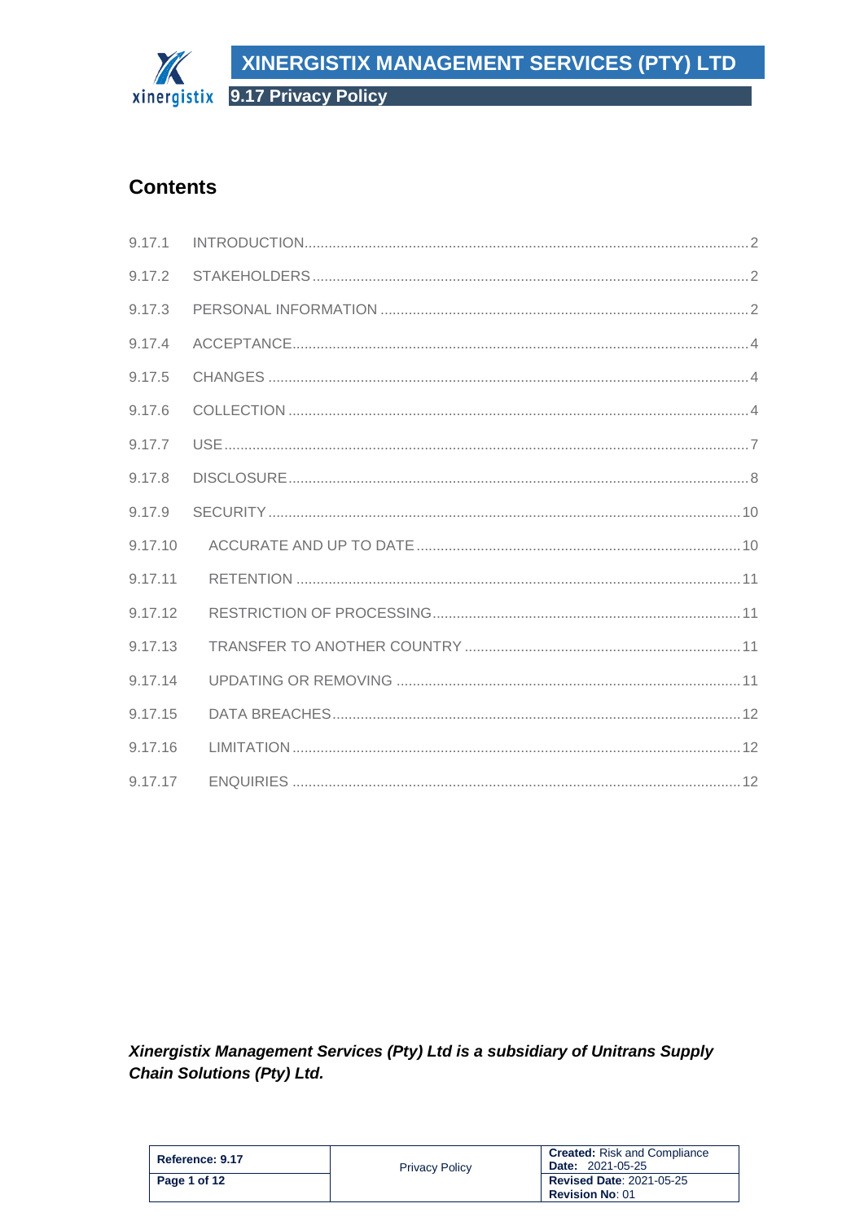## Contents

| | | |
|---|---|---|
| 9.17.1 | INTRODUCTION | 2 |
| 9.17.2 | STAKEHOLDERS | 2 |
| 9.17.3 | PERSONAL INFORMATION | 2 |
| 9.17.4 | ACCEPTANCE | 4 |
| 9.17.5 | CHANGES | 4 |
| 9.17.6 | COLLECTION | 4 |
| 9.17.7 | USE | 7 |
| 9.17.8 | DISCLOSURE | 8 |
| 9.17.9 | SECURITY | 10 |
| 9.17.10 | ACCURATE AND UP TO DATE | 10 |
| 9.17.11 | RETENTION | 11 |
| 9.17.12 | RESTRICTION OF PROCESSING | 11 |
| 9.17.13 | TRANSFER TO ANOTHER COUNTRY | 11 |
| 9.17.14 | UPDATING OR REMOVING | 11 |
| 9.17.15 | DATA BREACHES | 12 |
| 9.17.16 | LIMITATION | 12 |
| 9.17.17 | ENQUIRIES | 12 |

***Xinergistix Management Services (Pty) Ltd is a subsidiary of Unitrans Supply Chain Solutions (Pty) Ltd.***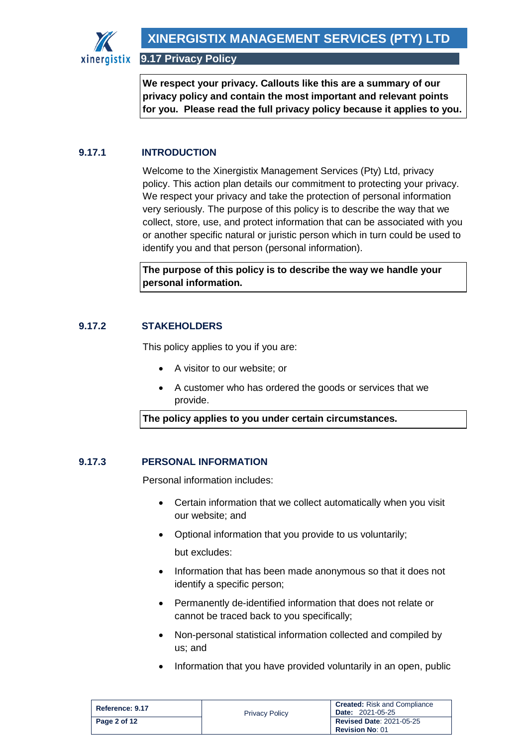**We respect your privacy. Callouts like this are a summary of our privacy policy and contain the most important and relevant points for you. Please read the full privacy policy because it applies to you.**

## 9.17.1 INTRODUCTION

Welcome to the Xinergistix Management Services (Pty) Ltd, privacy policy. This action plan details our commitment to protecting your privacy. We respect your privacy and take the protection of personal information very seriously. The purpose of this policy is to describe the way that we collect, store, use, and protect information that can be associated with you or another specific natural or juristic person which in turn could be used to identify you and that person (personal information).

**The purpose of this policy is to describe the way we handle your personal information.**

## 9.17.2 STAKEHOLDERS

This policy applies to you if you are:

- A visitor to our website; or
- A customer who has ordered the goods or services that we provide.

**The policy applies to you under certain circumstances.**

## 9.17.3 PERSONAL INFORMATION

Personal information includes:

- Certain information that we collect automatically when you visit our website; and
- Optional information that you provide to us voluntarily;

  but excludes:

- Information that has been made anonymous so that it does not identify a specific person;
- Permanently de-identified information that does not relate or cannot be traced back to you specifically;
- Non-personal statistical information collected and compiled by us; and
- Information that you have provided voluntarily in an open, public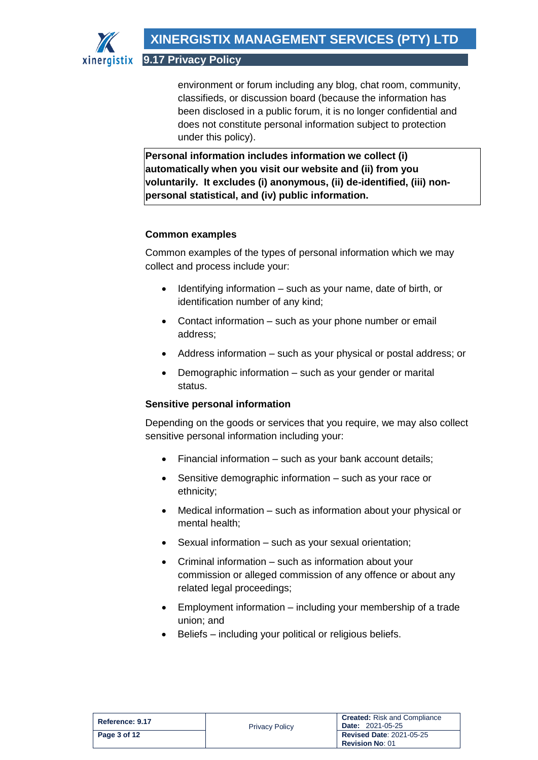environment or forum including any blog, chat room, community, classifieds, or discussion board (because the information has been disclosed in a public forum, it is no longer confidential and does not constitute personal information subject to protection under this policy).

**Personal information includes information we collect (i) automatically when you visit our website and (ii) from you voluntarily. It excludes (i) anonymous, (ii) de-identified, (iii) non-personal statistical, and (iv) public information.**

**Common examples**

Common examples of the types of personal information which we may collect and process include your:

- Identifying information – such as your name, date of birth, or identification number of any kind;
- Contact information – such as your phone number or email address;
- Address information – such as your physical or postal address; or
- Demographic information – such as your gender or marital status.

**Sensitive personal information**

Depending on the goods or services that you require, we may also collect sensitive personal information including your:

- Financial information – such as your bank account details;
- Sensitive demographic information – such as your race or ethnicity;
- Medical information – such as information about your physical or mental health;
- Sexual information – such as your sexual orientation;
- Criminal information – such as information about your commission or alleged commission of any offence or about any related legal proceedings;
- Employment information – including your membership of a trade union; and
- Beliefs – including your political or religious beliefs.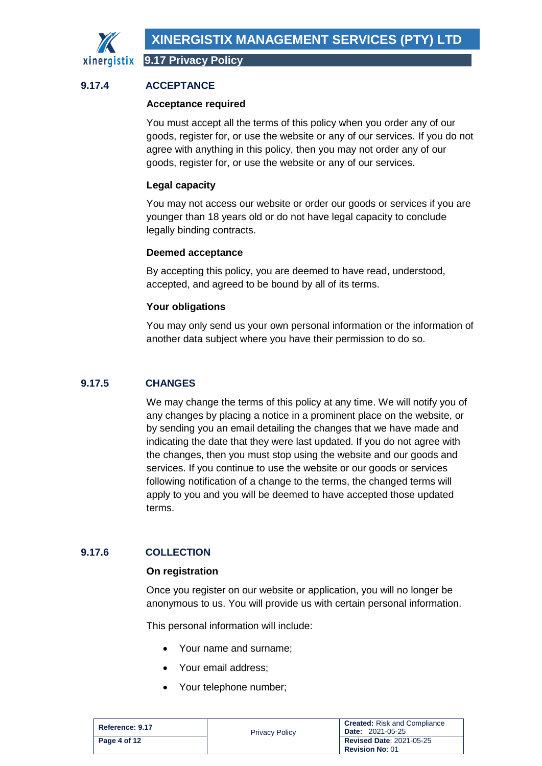### 9.17.4 ACCEPTANCE

**Acceptance required**

You must accept all the terms of this policy when you order any of our goods, register for, or use the website or any of our services. If you do not agree with anything in this policy, then you may not order any of our goods, register for, or use the website or any of our services.

**Legal capacity**

You may not access our website or order our goods or services if you are younger than 18 years old or do not have legal capacity to conclude legally binding contracts.

**Deemed acceptance**

By accepting this policy, you are deemed to have read, understood, accepted, and agreed to be bound by all of its terms.

**Your obligations**

You may only send us your own personal information or the information of another data subject where you have their permission to do so.

### 9.17.5 CHANGES

We may change the terms of this policy at any time. We will notify you of any changes by placing a notice in a prominent place on the website, or by sending you an email detailing the changes that we have made and indicating the date that they were last updated. If you do not agree with the changes, then you must stop using the website and our goods and services. If you continue to use the website or our goods or services following notification of a change to the terms, the changed terms will apply to you and you will be deemed to have accepted those updated terms.

### 9.17.6 COLLECTION

**On registration**

Once you register on our website or application, you will no longer be anonymous to us. You will provide us with certain personal information.

This personal information will include:

- Your name and surname;
- Your email address;
- Your telephone number;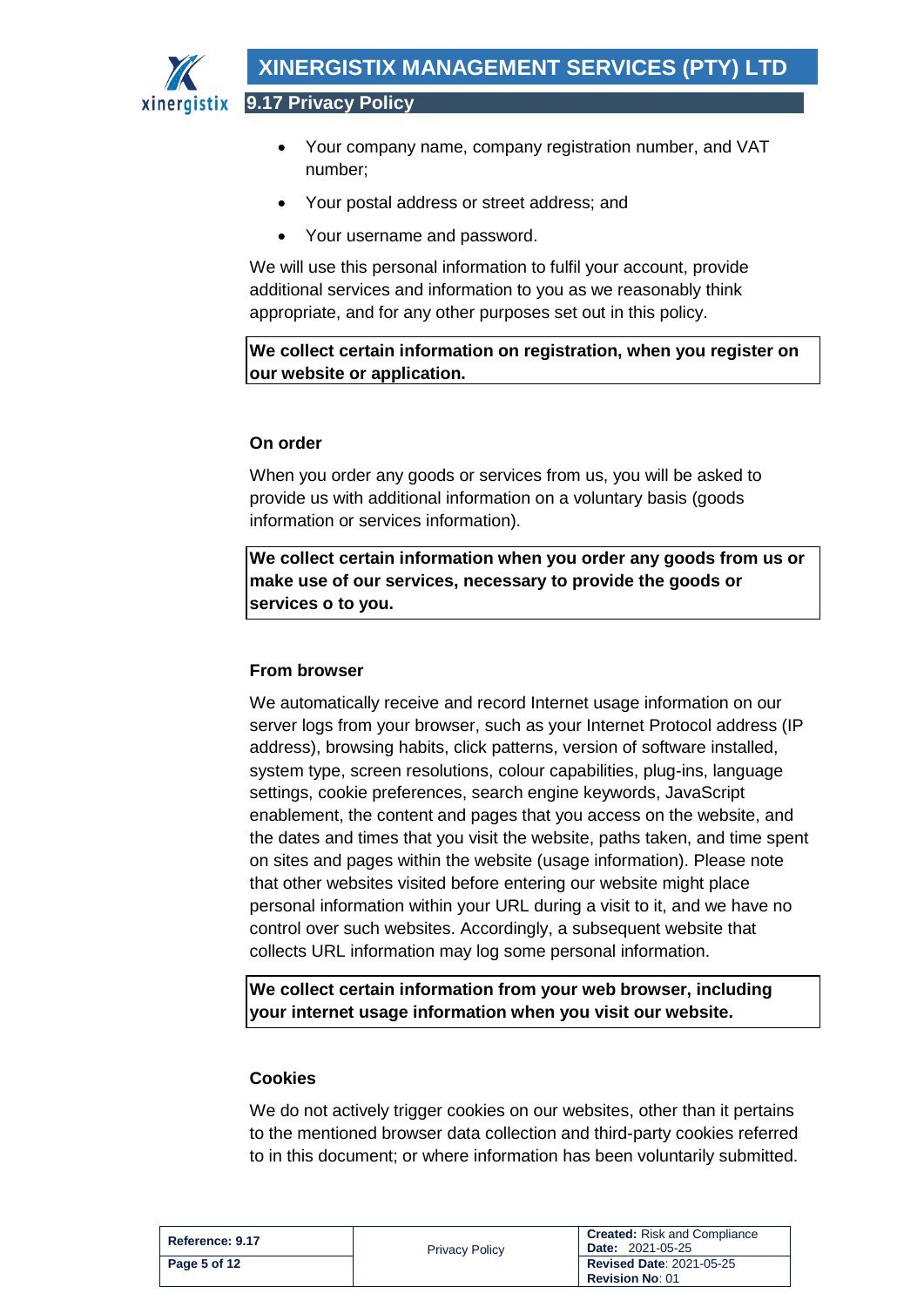- Your company name, company registration number, and VAT number;
- Your postal address or street address; and
- Your username and password.

We will use this personal information to fulfil your account, provide additional services and information to you as we reasonably think appropriate, and for any other purposes set out in this policy.

**We collect certain information on registration, when you register on our website or application.**

### On order

When you order any goods or services from us, you will be asked to provide us with additional information on a voluntary basis (goods information or services information).

**We collect certain information when you order any goods from us or make use of our services, necessary to provide the goods or services o to you.**

### From browser

We automatically receive and record Internet usage information on our server logs from your browser, such as your Internet Protocol address (IP address), browsing habits, click patterns, version of software installed, system type, screen resolutions, colour capabilities, plug-ins, language settings, cookie preferences, search engine keywords, JavaScript enablement, the content and pages that you access on the website, and the dates and times that you visit the website, paths taken, and time spent on sites and pages within the website (usage information). Please note that other websites visited before entering our website might place personal information within your URL during a visit to it, and we have no control over such websites. Accordingly, a subsequent website that collects URL information may log some personal information.

**We collect certain information from your web browser, including your internet usage information when you visit our website.**

### Cookies

We do not actively trigger cookies on our websites, other than it pertains to the mentioned browser data collection and third-party cookies referred to in this document; or where information has been voluntarily submitted.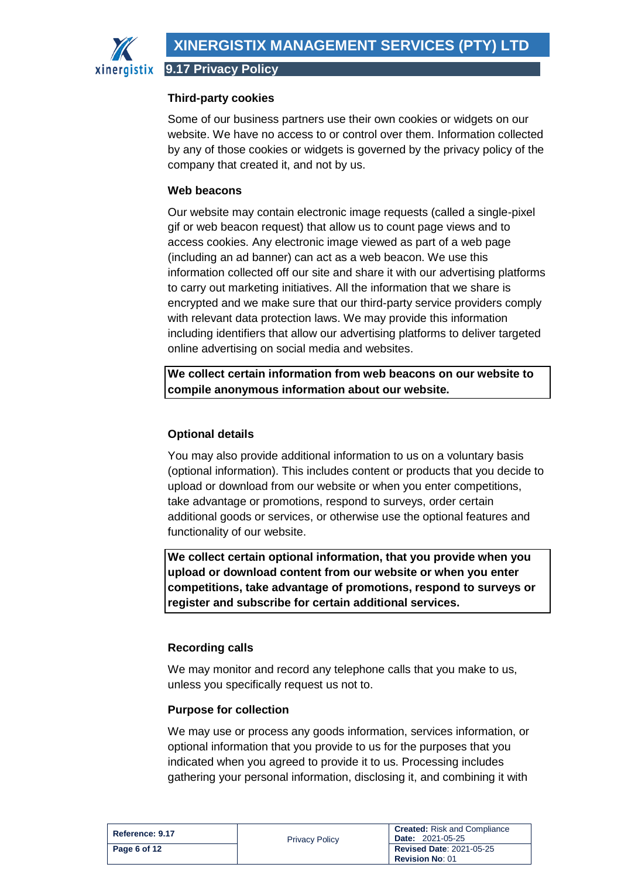### Third-party cookies

Some of our business partners use their own cookies or widgets on our website. We have no access to or control over them. Information collected by any of those cookies or widgets is governed by the privacy policy of the company that created it, and not by us.

### Web beacons

Our website may contain electronic image requests (called a single-pixel gif or web beacon request) that allow us to count page views and to access cookies. Any electronic image viewed as part of a web page (including an ad banner) can act as a web beacon. We use this information collected off our site and share it with our advertising platforms to carry out marketing initiatives. All the information that we share is encrypted and we make sure that our third-party service providers comply with relevant data protection laws. We may provide this information including identifiers that allow our advertising platforms to deliver targeted online advertising on social media and websites.

**We collect certain information from web beacons on our website to compile anonymous information about our website.**

### Optional details

You may also provide additional information to us on a voluntary basis (optional information). This includes content or products that you decide to upload or download from our website or when you enter competitions, take advantage or promotions, respond to surveys, order certain additional goods or services, or otherwise use the optional features and functionality of our website.

**We collect certain optional information, that you provide when you upload or download content from our website or when you enter competitions, take advantage of promotions, respond to surveys or register and subscribe for certain additional services.**

### Recording calls

We may monitor and record any telephone calls that you make to us, unless you specifically request us not to.

### Purpose for collection

We may use or process any goods information, services information, or optional information that you provide to us for the purposes that you indicated when you agreed to provide it to us. Processing includes gathering your personal information, disclosing it, and combining it with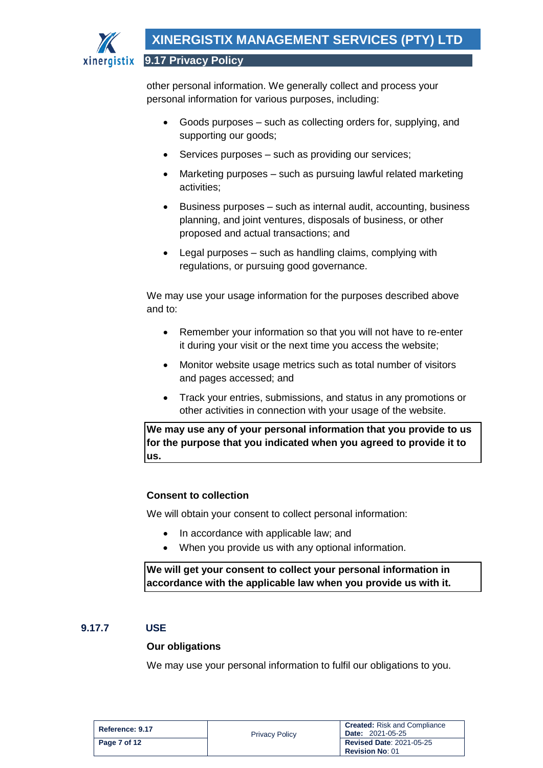other personal information. We generally collect and process your personal information for various purposes, including:

- Goods purposes – such as collecting orders for, supplying, and supporting our goods;
- Services purposes – such as providing our services;
- Marketing purposes – such as pursuing lawful related marketing activities;
- Business purposes – such as internal audit, accounting, business planning, and joint ventures, disposals of business, or other proposed and actual transactions; and
- Legal purposes – such as handling claims, complying with regulations, or pursuing good governance.

We may use your usage information for the purposes described above and to:

- Remember your information so that you will not have to re-enter it during your visit or the next time you access the website;
- Monitor website usage metrics such as total number of visitors and pages accessed; and
- Track your entries, submissions, and status in any promotions or other activities in connection with your usage of the website.

**We may use any of your personal information that you provide to us for the purpose that you indicated when you agreed to provide it to us.**

**Consent to collection**

We will obtain your consent to collect personal information:

- In accordance with applicable law; and
- When you provide us with any optional information.

**We will get your consent to collect your personal information in accordance with the applicable law when you provide us with it.**

### 9.17.7 USE

**Our obligations**

We may use your personal information to fulfil our obligations to you.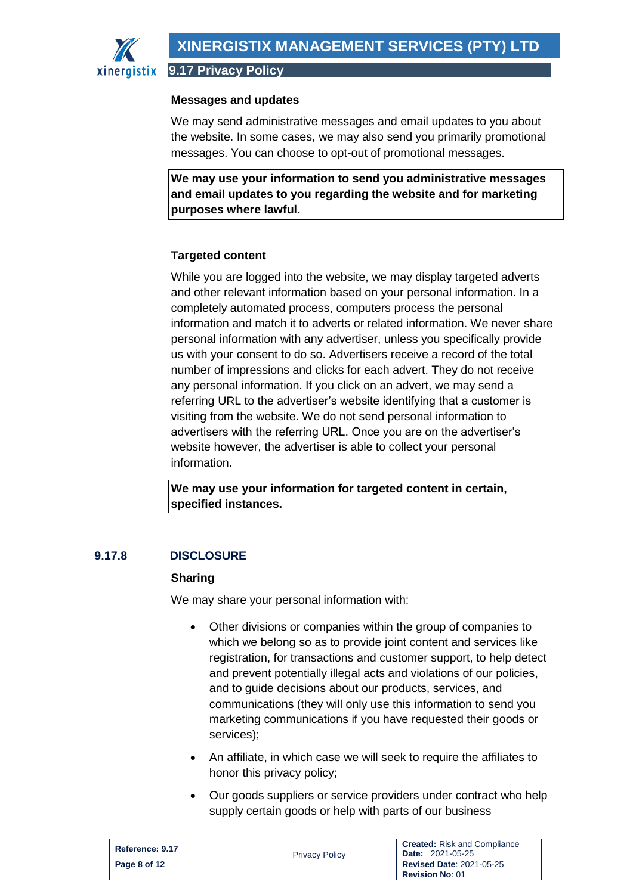**Messages and updates**

We may send administrative messages and email updates to you about the website. In some cases, we may also send you primarily promotional messages. You can choose to opt-out of promotional messages.

> **We may use your information to send you administrative messages and email updates to you regarding the website and for marketing purposes where lawful.**

**Targeted content**

While you are logged into the website, we may display targeted adverts and other relevant information based on your personal information. In a completely automated process, computers process the personal information and match it to adverts or related information. We never share personal information with any advertiser, unless you specifically provide us with your consent to do so. Advertisers receive a record of the total number of impressions and clicks for each advert. They do not receive any personal information. If you click on an advert, we may send a referring URL to the advertiser's website identifying that a customer is visiting from the website. We do not send personal information to advertisers with the referring URL. Once you are on the advertiser's website however, the advertiser is able to collect your personal information.

> **We may use your information for targeted content in certain, specified instances.**

## 9.17.8 DISCLOSURE

**Sharing**

We may share your personal information with:

- Other divisions or companies within the group of companies to which we belong so as to provide joint content and services like registration, for transactions and customer support, to help detect and prevent potentially illegal acts and violations of our policies, and to guide decisions about our products, services, and communications (they will only use this information to send you marketing communications if you have requested their goods or services);
- An affiliate, in which case we will seek to require the affiliates to honor this privacy policy;
- Our goods suppliers or service providers under contract who help supply certain goods or help with parts of our business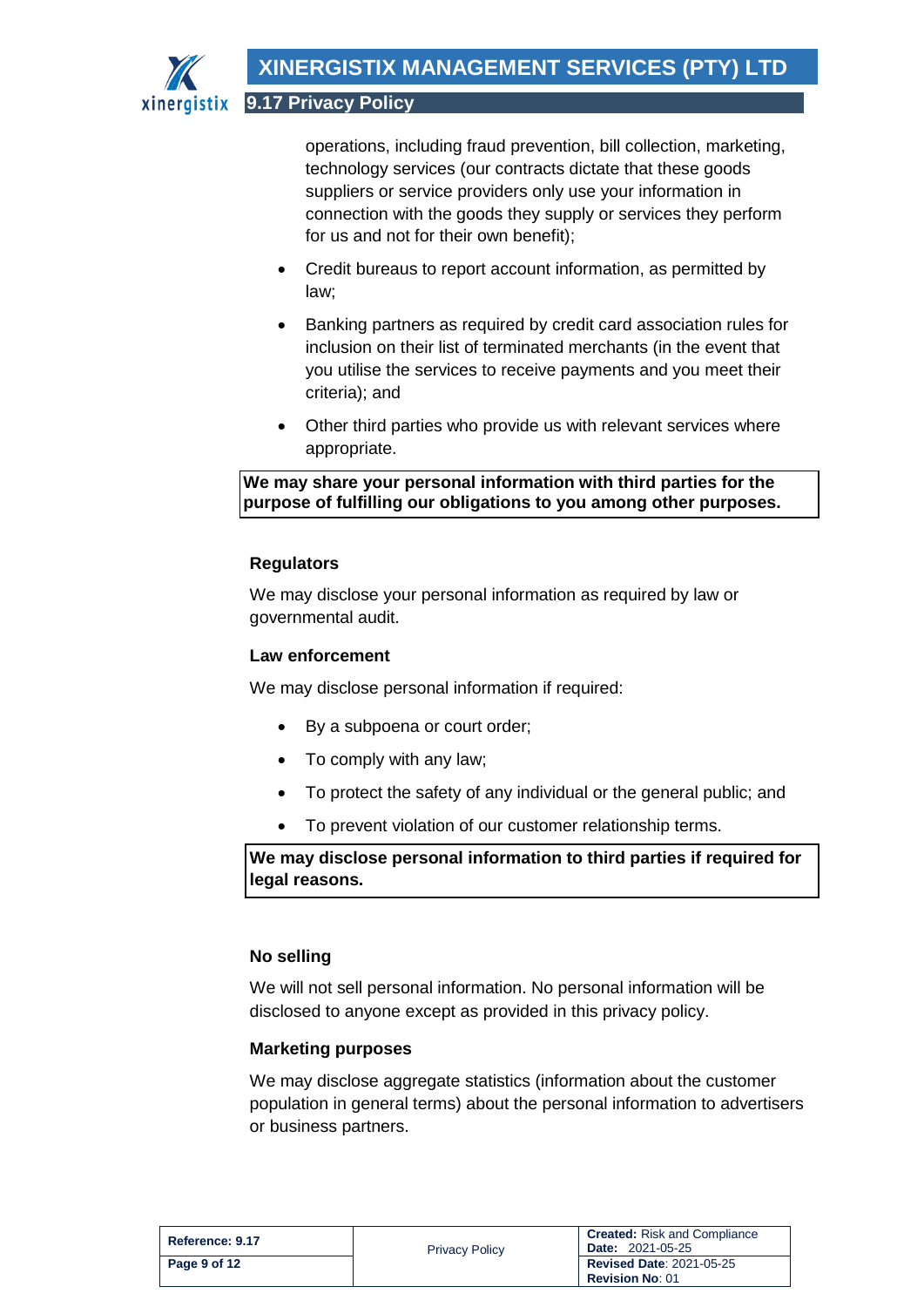operations, including fraud prevention, bill collection, marketing, technology services (our contracts dictate that these goods suppliers or service providers only use your information in connection with the goods they supply or services they perform for us and not for their own benefit);

- Credit bureaus to report account information, as permitted by law;
- Banking partners as required by credit card association rules for inclusion on their list of terminated merchants (in the event that you utilise the services to receive payments and you meet their criteria); and
- Other third parties who provide us with relevant services where appropriate.

**We may share your personal information with third parties for the purpose of fulfilling our obligations to you among other purposes.**

### Regulators

We may disclose your personal information as required by law or governmental audit.

### Law enforcement

We may disclose personal information if required:

- By a subpoena or court order;
- To comply with any law;
- To protect the safety of any individual or the general public; and
- To prevent violation of our customer relationship terms.

**We may disclose personal information to third parties if required for legal reasons.**

### No selling

We will not sell personal information. No personal information will be disclosed to anyone except as provided in this privacy policy.

### Marketing purposes

We may disclose aggregate statistics (information about the customer population in general terms) about the personal information to advertisers or business partners.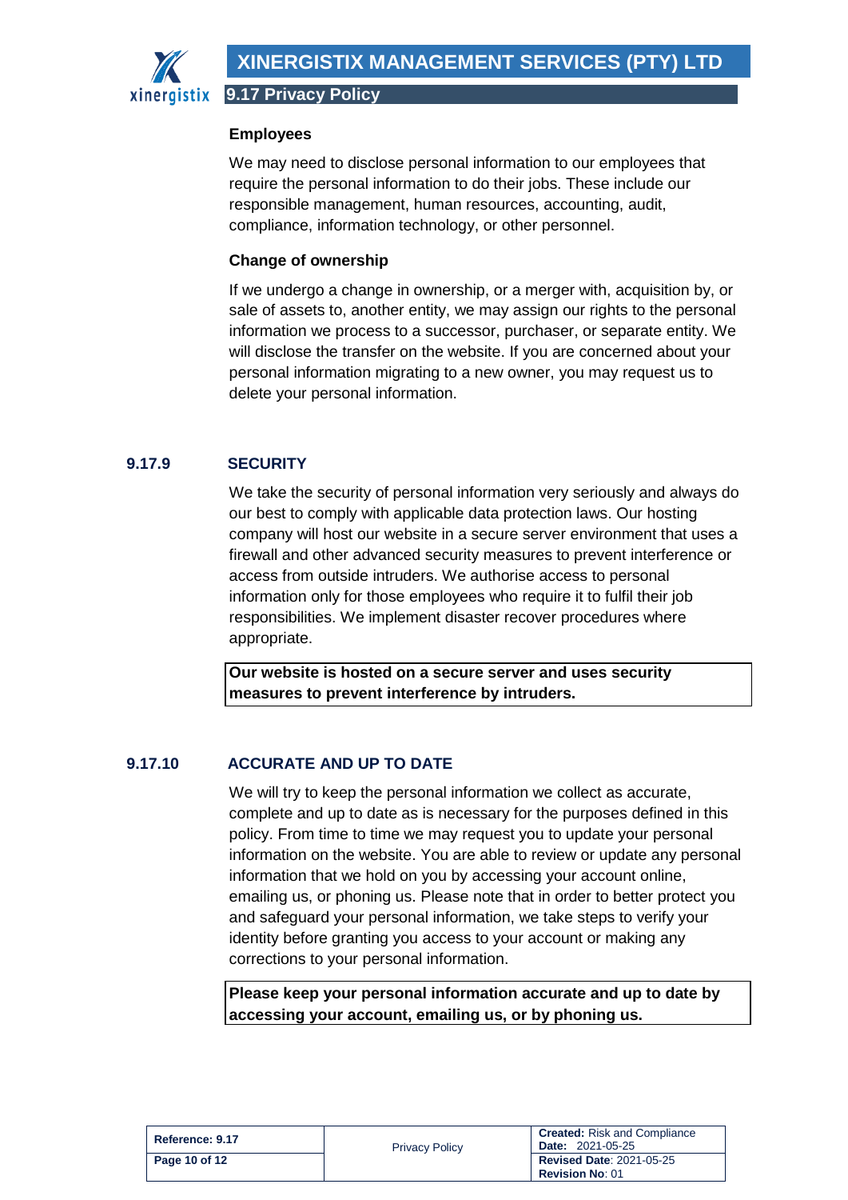#### Employees

We may need to disclose personal information to our employees that require the personal information to do their jobs. These include our responsible management, human resources, accounting, audit, compliance, information technology, or other personnel.

#### Change of ownership

If we undergo a change in ownership, or a merger with, acquisition by, or sale of assets to, another entity, we may assign our rights to the personal information we process to a successor, purchaser, or separate entity. We will disclose the transfer on the website. If you are concerned about your personal information migrating to a new owner, you may request us to delete your personal information.

### 9.17.9 SECURITY

We take the security of personal information very seriously and always do our best to comply with applicable data protection laws. Our hosting company will host our website in a secure server environment that uses a firewall and other advanced security measures to prevent interference or access from outside intruders. We authorise access to personal information only for those employees who require it to fulfil their job responsibilities. We implement disaster recover procedures where appropriate.

**Our website is hosted on a secure server and uses security measures to prevent interference by intruders.**

### 9.17.10 ACCURATE AND UP TO DATE

We will try to keep the personal information we collect as accurate, complete and up to date as is necessary for the purposes defined in this policy. From time to time we may request you to update your personal information on the website. You are able to review or update any personal information that we hold on you by accessing your account online, emailing us, or phoning us. Please note that in order to better protect you and safeguard your personal information, we take steps to verify your identity before granting you access to your account or making any corrections to your personal information.

**Please keep your personal information accurate and up to date by accessing your account, emailing us, or by phoning us.**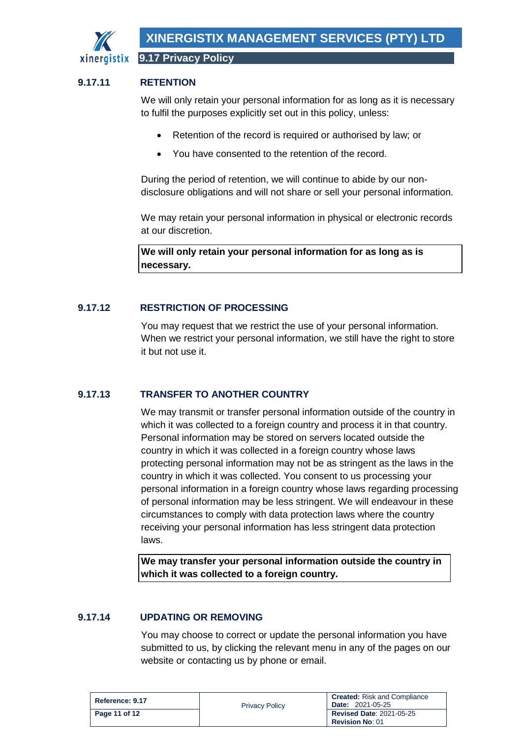### 9.17.11 RETENTION

We will only retain your personal information for as long as it is necessary to fulfil the purposes explicitly set out in this policy, unless:

- Retention of the record is required or authorised by law; or
- You have consented to the retention of the record.

During the period of retention, we will continue to abide by our non-disclosure obligations and will not share or sell your personal information.

We may retain your personal information in physical or electronic records at our discretion.

**We will only retain your personal information for as long as is necessary.**

### 9.17.12 RESTRICTION OF PROCESSING

You may request that we restrict the use of your personal information. When we restrict your personal information, we still have the right to store it but not use it.

### 9.17.13 TRANSFER TO ANOTHER COUNTRY

We may transmit or transfer personal information outside of the country in which it was collected to a foreign country and process it in that country. Personal information may be stored on servers located outside the country in which it was collected in a foreign country whose laws protecting personal information may not be as stringent as the laws in the country in which it was collected. You consent to us processing your personal information in a foreign country whose laws regarding processing of personal information may be less stringent. We will endeavour in these circumstances to comply with data protection laws where the country receiving your personal information has less stringent data protection laws.

**We may transfer your personal information outside the country in which it was collected to a foreign country.**

### 9.17.14 UPDATING OR REMOVING

You may choose to correct or update the personal information you have submitted to us, by clicking the relevant menu in any of the pages on our website or contacting us by phone or email.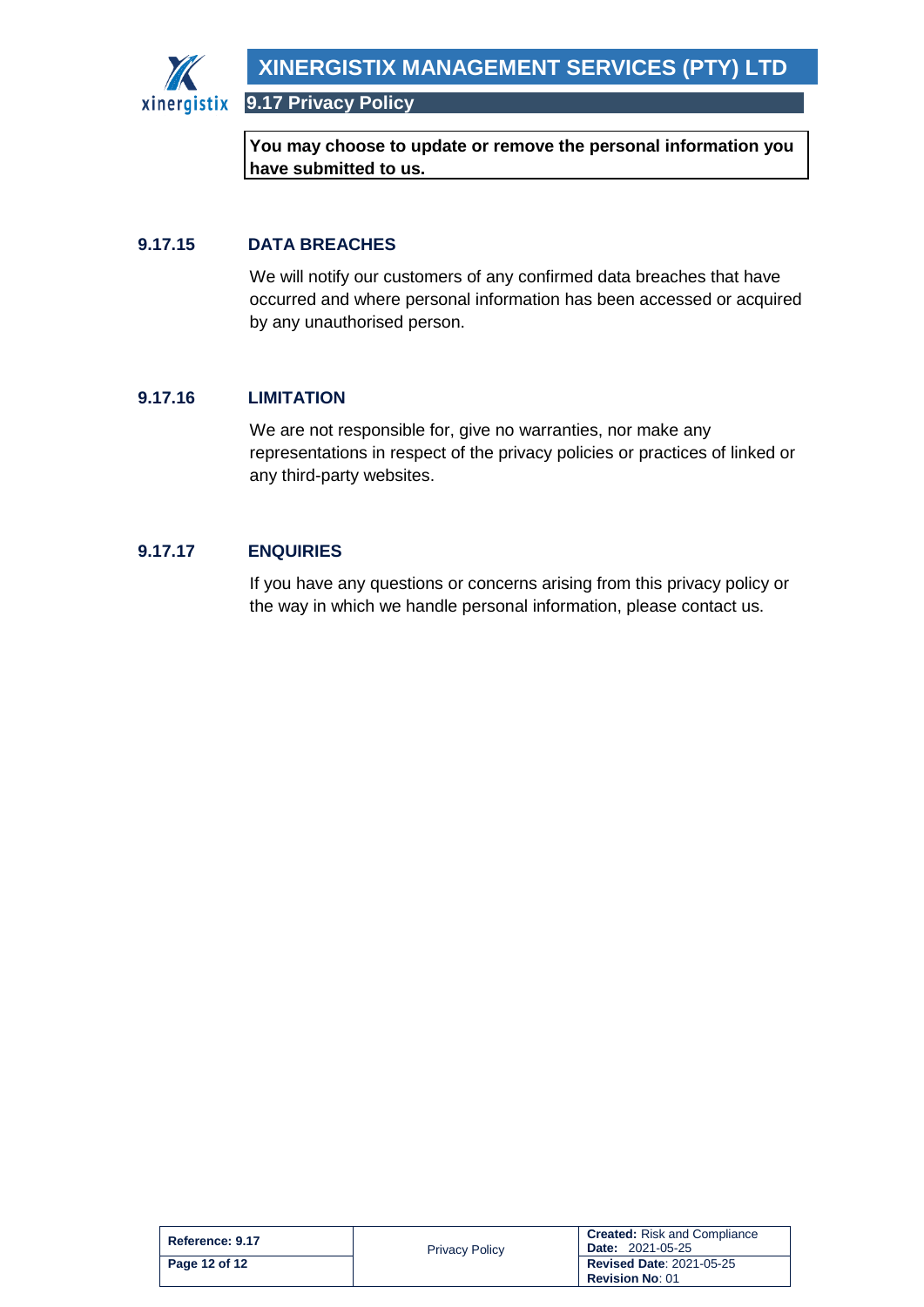**You may choose to update or remove the personal information you have submitted to us.**

### 9.17.15 DATA BREACHES

We will notify our customers of any confirmed data breaches that have occurred and where personal information has been accessed or acquired by any unauthorised person.

### 9.17.16 LIMITATION

We are not responsible for, give no warranties, nor make any representations in respect of the privacy policies or practices of linked or any third-party websites.

### 9.17.17 ENQUIRIES

If you have any questions or concerns arising from this privacy policy or the way in which we handle personal information, please contact us.